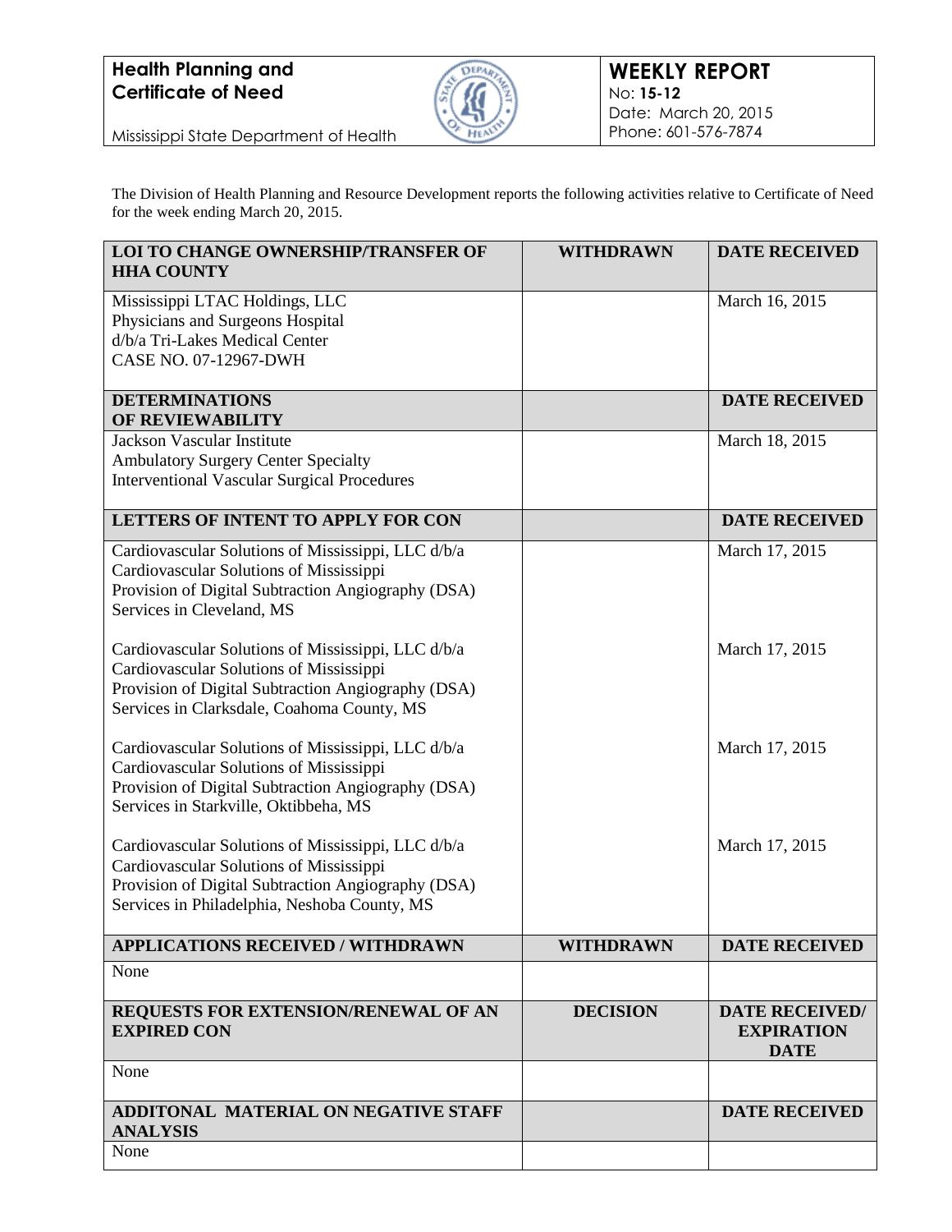**Health Planning and Certificate of Need**

Mississippi State Department of Health

**WEEKLY REPORT**
No: **15-12**
Date: March 20, 2015
Phone: 601-576-7874

The Division of Health Planning and Resource Development reports the following activities relative to Certificate of Need for the week ending March 20, 2015.

| LOI TO CHANGE OWNERSHIP/TRANSFER OF HHA COUNTY | WITHDRAWN | DATE RECEIVED |
|---|---|---|
| Mississippi LTAC Holdings, LLC<br>Physicians and Surgeons Hospital<br>d/b/a Tri-Lakes Medical Center<br>CASE NO. 07-12967-DWH | | March 16, 2015 |
| **DETERMINATIONS OF REVIEWABILITY** | | **DATE RECEIVED** |
| Jackson Vascular Institute<br>Ambulatory Surgery Center Specialty<br>Interventional Vascular Surgical Procedures | | March 18, 2015 |
| **LETTERS OF INTENT TO APPLY FOR CON** | | **DATE RECEIVED** |
| Cardiovascular Solutions of Mississippi, LLC d/b/a<br>Cardiovascular Solutions of Mississippi<br>Provision of Digital Subtraction Angiography (DSA)<br>Services in Cleveland, MS | | March 17, 2015 |
| Cardiovascular Solutions of Mississippi, LLC d/b/a<br>Cardiovascular Solutions of Mississippi<br>Provision of Digital Subtraction Angiography (DSA)<br>Services in Clarksdale, Coahoma County, MS | | March 17, 2015 |
| Cardiovascular Solutions of Mississippi, LLC d/b/a<br>Cardiovascular Solutions of Mississippi<br>Provision of Digital Subtraction Angiography (DSA)<br>Services in Starkville, Oktibbeha, MS | | March 17, 2015 |
| Cardiovascular Solutions of Mississippi, LLC d/b/a<br>Cardiovascular Solutions of Mississippi<br>Provision of Digital Subtraction Angiography (DSA)<br>Services in Philadelphia, Neshoba County, MS | | March 17, 2015 |
| **APPLICATIONS RECEIVED / WITHDRAWN** | **WITHDRAWN** | **DATE RECEIVED** |
| None | | |
| **REQUESTS FOR EXTENSION/RENEWAL OF AN EXPIRED CON** | **DECISION** | **DATE RECEIVED/ EXPIRATION DATE** |
| None | | |
| **ADDITONAL MATERIAL ON NEGATIVE STAFF ANALYSIS** | | **DATE RECEIVED** |
| None | | |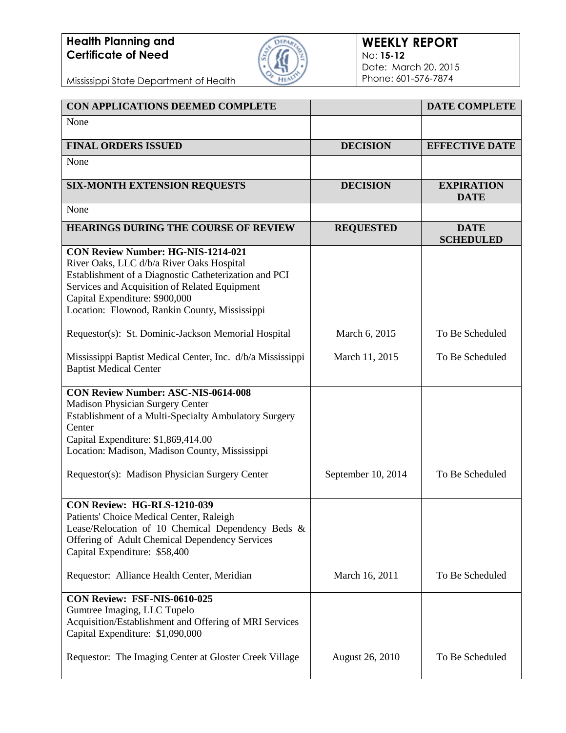**Health Planning and Certificate of Need**

Mississippi State Department of Health

**WEEKLY REPORT**
No: **15-12**
Date: March 20, 2015
Phone: 601-576-7874

| **CON APPLICATIONS DEEMED COMPLETE** | | **DATE COMPLETE** |
|---|---|---|
| None | | |
| **FINAL ORDERS ISSUED** | **DECISION** | **EFFECTIVE DATE** |
| None | | |
| **SIX-MONTH EXTENSION REQUESTS** | **DECISION** | **EXPIRATION DATE** |
| None | | |
| **HEARINGS DURING THE COURSE OF REVIEW** | **REQUESTED** | **DATE SCHEDULED** |
| **CON Review Number: HG-NIS-1214-021**<br>River Oaks, LLC d/b/a River Oaks Hospital<br>Establishment of a Diagnostic Catheterization and PCI Services and Acquisition of Related Equipment<br>Capital Expenditure: $900,000<br>Location: Flowood, Rankin County, Mississippi | | |
| Requestor(s): St. Dominic-Jackson Memorial Hospital | March 6, 2015 | To Be Scheduled |
| Mississippi Baptist Medical Center, Inc. d/b/a Mississippi Baptist Medical Center | March 11, 2015 | To Be Scheduled |
| **CON Review Number: ASC-NIS-0614-008**<br>Madison Physician Surgery Center<br>Establishment of a Multi-Specialty Ambulatory Surgery Center<br>Capital Expenditure: $1,869,414.00<br>Location: Madison, Madison County, Mississippi | | |
| Requestor(s): Madison Physician Surgery Center | September 10, 2014 | To Be Scheduled |
| **CON Review: HG-RLS-1210-039**<br>Patients' Choice Medical Center, Raleigh<br>Lease/Relocation of 10 Chemical Dependency Beds & Offering of Adult Chemical Dependency Services<br>Capital Expenditure: $58,400 | | |
| Requestor: Alliance Health Center, Meridian | March 16, 2011 | To Be Scheduled |
| **CON Review: FSF-NIS-0610-025**<br>Gumtree Imaging, LLC Tupelo<br>Acquisition/Establishment and Offering of MRI Services<br>Capital Expenditure: $1,090,000 | | |
| Requestor: The Imaging Center at Gloster Creek Village | August 26, 2010 | To Be Scheduled |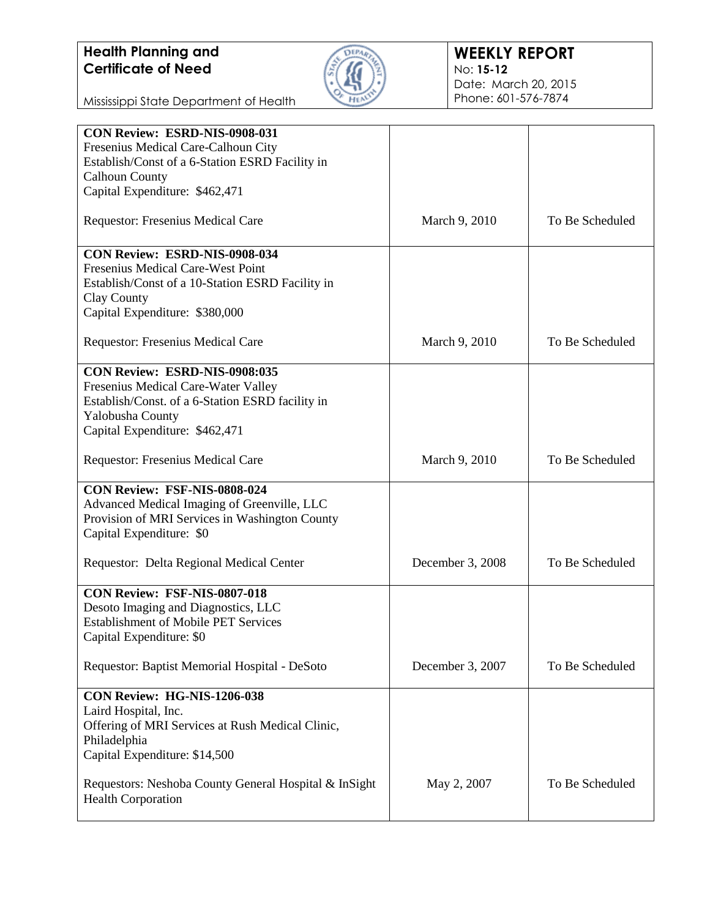| | | |
|---|---|---|
| **CON Review: ESRD-NIS-0908-031**<br>Fresenius Medical Care-Calhoun City<br>Establish/Const of a 6-Station ESRD Facility in Calhoun County<br>Capital Expenditure: $462,471<br><br>Requestor: Fresenius Medical Care | March 9, 2010 | To Be Scheduled |
| **CON Review: ESRD-NIS-0908-034**<br>Fresenius Medical Care-West Point<br>Establish/Const of a 10-Station ESRD Facility in Clay County<br>Capital Expenditure: $380,000<br><br>Requestor: Fresenius Medical Care | March 9, 2010 | To Be Scheduled |
| **CON Review: ESRD-NIS-0908:035**<br>Fresenius Medical Care-Water Valley<br>Establish/Const. of a 6-Station ESRD facility in Yalobusha County<br>Capital Expenditure: $462,471<br><br>Requestor: Fresenius Medical Care | March 9, 2010 | To Be Scheduled |
| **CON Review: FSF-NIS-0808-024**<br>Advanced Medical Imaging of Greenville, LLC<br>Provision of MRI Services in Washington County<br>Capital Expenditure: $0<br><br>Requestor: Delta Regional Medical Center | December 3, 2008 | To Be Scheduled |
| **CON Review: FSF-NIS-0807-018**<br>Desoto Imaging and Diagnostics, LLC<br>Establishment of Mobile PET Services<br>Capital Expenditure: $0<br><br>Requestor: Baptist Memorial Hospital - DeSoto | December 3, 2007 | To Be Scheduled |
| **CON Review: HG-NIS-1206-038**<br>Laird Hospital, Inc.<br>Offering of MRI Services at Rush Medical Clinic, Philadelphia<br>Capital Expenditure: $14,500<br><br>Requestors: Neshoba County General Hospital & InSight Health Corporation | May 2, 2007 | To Be Scheduled |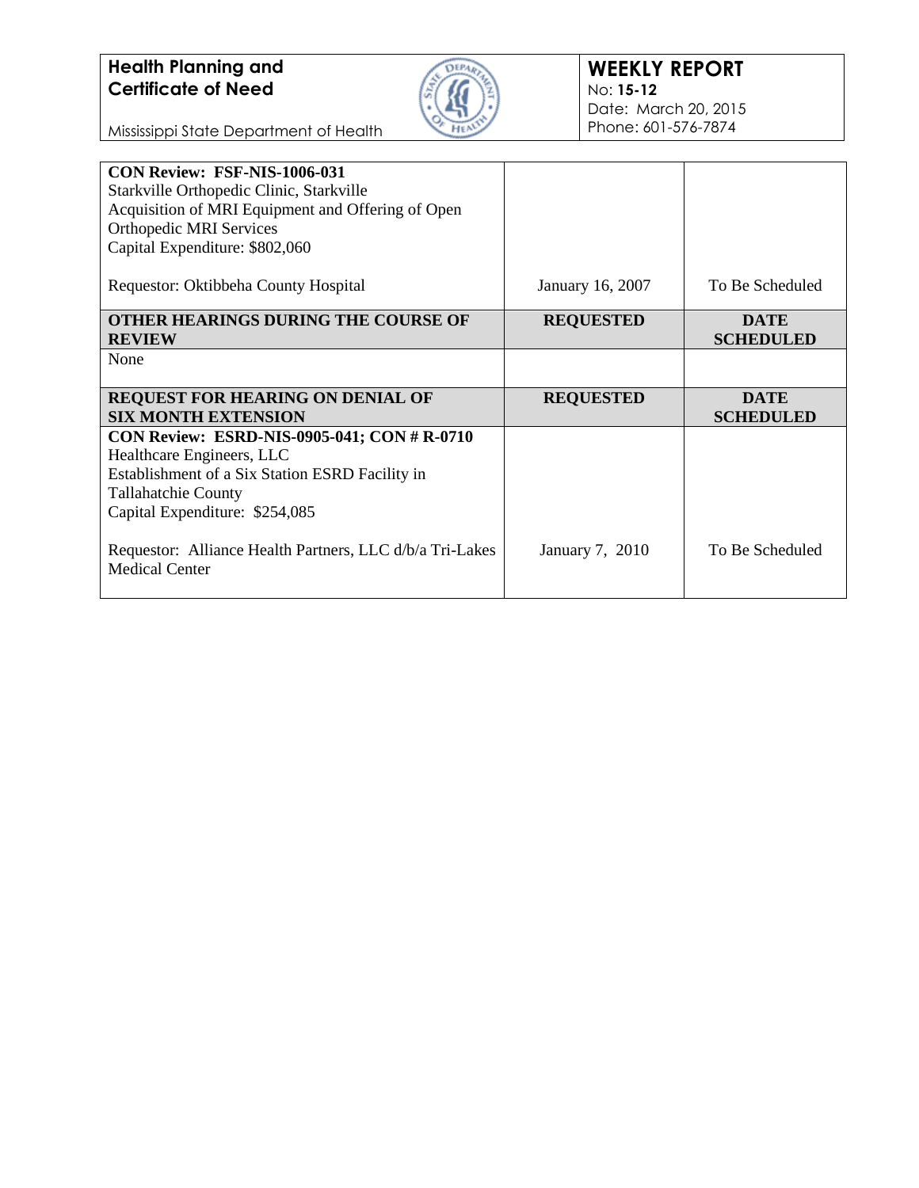| | | |
|---|---|---|
| **CON Review: FSF-NIS-1006-031**<br>Starkville Orthopedic Clinic, Starkville<br>Acquisition of MRI Equipment and Offering of Open Orthopedic MRI Services<br>Capital Expenditure: $802,060<br><br>Requestor: Oktibbeha County Hospital | January 16, 2007 | To Be Scheduled |
| **OTHER HEARINGS DURING THE COURSE OF REVIEW** | **REQUESTED** | **DATE SCHEDULED** |
| None | | |
| **REQUEST FOR HEARING ON DENIAL OF SIX MONTH EXTENSION** | **REQUESTED** | **DATE SCHEDULED** |
| **CON Review: ESRD-NIS-0905-041; CON # R-0710**<br>Healthcare Engineers, LLC<br>Establishment of a Six Station ESRD Facility in Tallahatchie County<br>Capital Expenditure: $254,085<br><br>Requestor: Alliance Health Partners, LLC d/b/a Tri-Lakes Medical Center | January 7, 2010 | To Be Scheduled |